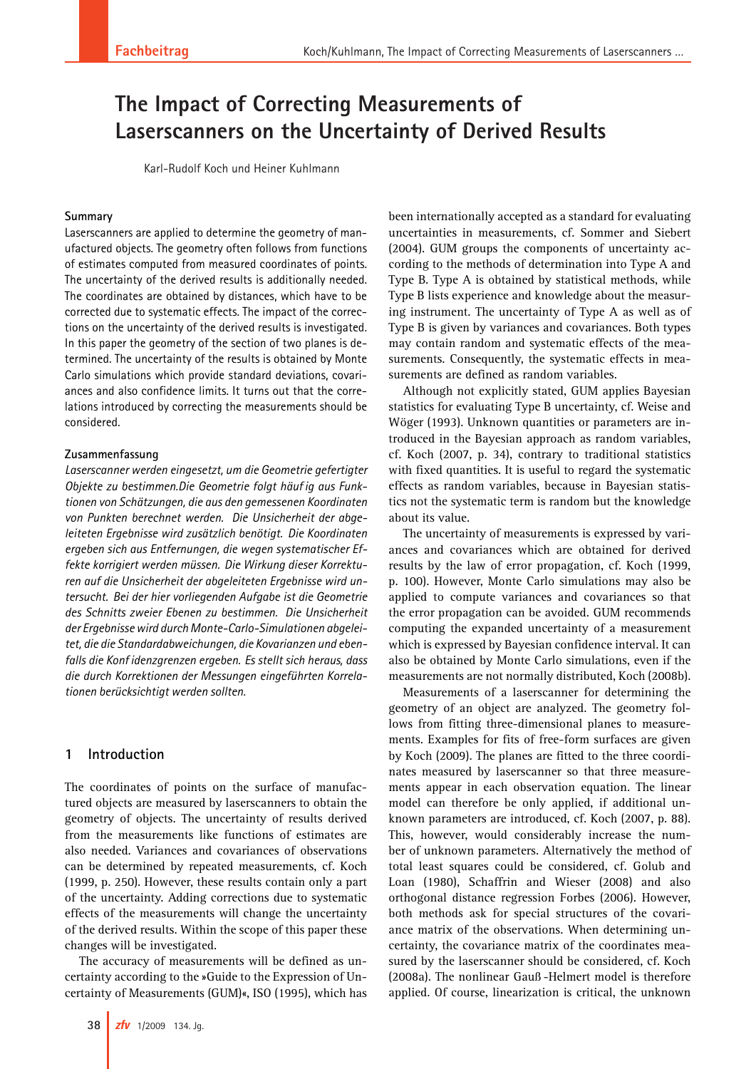# The Impact of Correcting Measurements of Laserscanners on the Uncertainty of Derived Results

Karl-Rudolf Koch und Heiner Kuhlmann

## Summary

Laserscanners are applied to determine the geometry of manufactured objects. The geometry often follows from functions of estimates computed from measured coordinates of points. The uncertainty of the derived results is additionally needed. The coordinates are obtained by distances, which have to be corrected due to systematic effects. The impact of the corrections on the uncertainty of the derived results is investigated. In this paper the geometry of the section of two planes is determined. The uncertainty of the results is obtained by Monte Carlo simulations which provide standard deviations, covariances and also confidence limits. It turns out that the correlations introduced by correcting the measurements should be considered.

## Zusammenfassung

*Laserscanner werden eingesetzt, um die Geometrie gefertigter Objekte zu bestimmen.Die Geometrie folgt häufig aus Funktionen von Schätzungen, die aus den gemessenen Koordinaten von Punkten berechnet werden. Die Unsicherheit der abgeleiteten Ergebnisse wird zusätzlich benötigt. Die Koordinaten ergeben sich aus Entfernungen, die wegen systematischer Effekte korrigiert werden müssen. Die Wirkung dieser Korrekturen auf die Unsicherheit der abgeleiteten Ergebnisse wird untersucht. Bei der hier vorliegenden Aufgabe ist die Geometrie des Schnitts zweier Ebenen zu bestimmen. Die Unsicherheit der Ergebnisse wird durch Monte-Carlo-Simulationen abgeleitet, die die Standardabweichungen, die Kovarianzen und ebenfalls die Konfidenzgrenzen ergeben. Es stellt sich heraus, dass die durch Korrektionen der Messungen eingeführten Korrelationen berücksichtigt werden sollten.*

## 1 Introduction

The coordinates of points on the surface of manufactured objects are measured by laserscanners to obtain the geometry of objects. The uncertainty of results derived from the measurements like functions of estimates are also needed. Variances and covariances of observations can be determined by repeated measurements, cf. Koch (1999, p. 250). However, these results contain only a part of the uncertainty. Adding corrections due to systematic effects of the measurements will change the uncertainty of the derived results. Within the scope of this paper these changes will be investigated.

The accuracy of measurements will be defined as uncertainty according to the »Guide to the Expression of Uncertainty of Measurements (GUM)«, ISO (1995), which has been internationally accepted as a standard for evaluating uncertainties in measurements, cf. Sommer and Siebert (2004). GUM groups the components of uncertainty according to the methods of determination into Type A and Type B. Type A is obtained by statistical methods, while Type B lists experience and knowledge about the measuring instrument. The uncertainty of Type A as well as of Type B is given by variances and covariances. Both types may contain random and systematic effects of the measurements. Consequently, the systematic effects in measurements are defined as random variables.

Although not explicitly stated, GUM applies Bayesian statistics for evaluating Type B uncertainty, cf. Weise and Wöger (1993). Unknown quantities or parameters are introduced in the Bayesian approach as random variables, cf. Koch (2007, p. 34), contrary to traditional statistics with fixed quantities. It is useful to regard the systematic effects as random variables, because in Bayesian statistics not the systematic term is random but the knowledge about its value.

The uncertainty of measurements is expressed by variances and covariances which are obtained for derived results by the law of error propagation, cf. Koch (1999, p. 100). However, Monte Carlo simulations may also be applied to compute variances and covariances so that the error propagation can be avoided. GUM recommends computing the expanded uncertainty of a measurement which is expressed by Bayesian confidence interval. It can also be obtained by Monte Carlo simulations, even if the measurements are not normally distributed, Koch (2008b).

Measurements of a laserscanner for determining the geometry of an object are analyzed. The geometry follows from fitting three-dimensional planes to measurements. Examples for fits of free-form surfaces are given by Koch (2009). The planes are fitted to the three coordinates measured by laserscanner so that three measurements appear in each observation equation. The linear model can therefore be only applied, if additional unknown parameters are introduced, cf. Koch (2007, p. 88). This, however, would considerably increase the number of unknown parameters. Alternatively the method of total least squares could be considered, cf. Golub and Loan (1980), Schaffrin and Wieser (2008) and also orthogonal distance regression Forbes (2006). However, both methods ask for special structures of the covariance matrix of the observations. When determining uncertainty, the covariance matrix of the coordinates measured by the laserscanner should be considered, cf. Koch (2008a). The nonlinear Gauß-Helmert model is therefore applied. Of course, linearization is critical, the unknown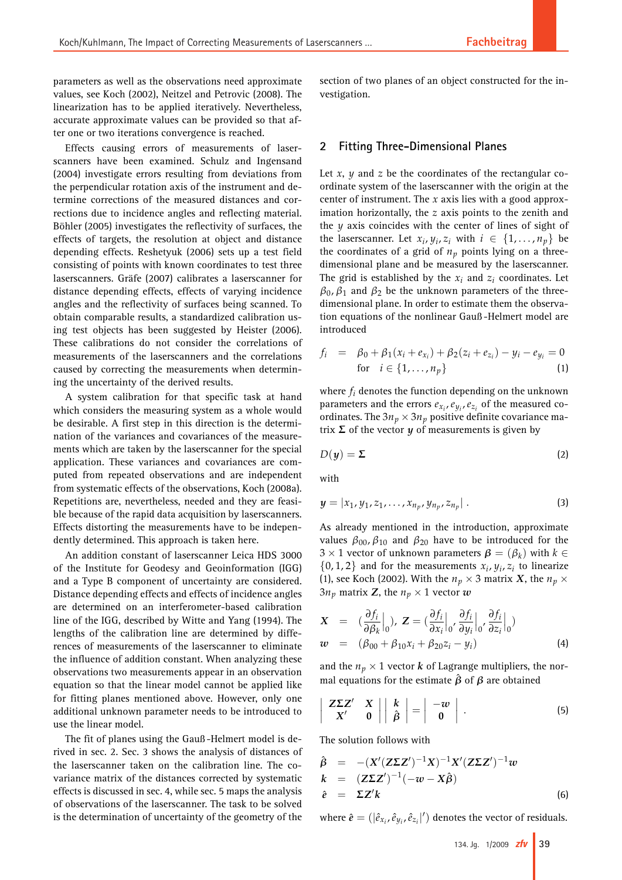parameters as well as the observations need approximate values, see Koch (2002), Neitzel and Petrovic (2008). The linearization has to be applied iteratively. Nevertheless, accurate approximate values can be provided so that after one or two iterations convergence is reached.

Effects causing errors of measurements of laserscanners have been examined. Schulz and Ingensand (2004) investigate errors resulting from deviations from the perpendicular rotation axis of the instrument and determine corrections of the measured distances and corrections due to incidence angles and reflecting material. Böhler (2005) investigates the reflectivity of surfaces, the effects of targets, the resolution at object and distance depending effects. Reshetyuk (2006) sets up a test field consisting of points with known coordinates to test three laserscanners. Gräfe (2007) calibrates a laserscanner for distance depending effects, effects of varying incidence angles and the reflectivity of surfaces being scanned. To obtain comparable results, a standardized calibration using test objects has been suggested by Heister (2006). These calibrations do not consider the correlations of measurements of the laserscanners and the correlations caused by correcting the measurements when determining the uncertainty of the derived results.

A system calibration for that specific task at hand which considers the measuring system as a whole would be desirable. A first step in this direction is the determination of the variances and covariances of the measurements which are taken by the laserscanner for the special application. These variances and covariances are computed from repeated observations and are independent from systematic effects of the observations, Koch (2008a). Repetitions are, nevertheless, needed and they are feasible because of the rapid data acquisition by laserscanners. Effects distorting the measurements have to be independently determined. This approach is taken here.

An addition constant of laserscanner Leica HDS 3000 of the Institute for Geodesy and Geoinformation (IGG) and a Type B component of uncertainty are considered. Distance depending effects and effects of incidence angles are determined on an interferometer-based calibration line of the IGG, described by Witte and Yang (1994). The lengths of the calibration line are determined by differences of measurements of the laserscanner to eliminate the influence of addition constant. When analyzing these observations two measurements appear in an observation equation so that the linear model cannot be applied like for fitting planes mentioned above. However, only one additional unknown parameter needs to be introduced to use the linear model.

The fit of planes using the Gauß-Helmert model is derived in sec. 2. Sec. 3 shows the analysis of distances of the laserscanner taken on the calibration line. The covariance matrix of the distances corrected by systematic effects is discussed in sec. 4, while sec. 5 maps the analysis of observations of the laserscanner. The task to be solved is the determination of uncertainty of the geometry of the section of two planes of an object constructed for the investigation.

## 2 Fitting Three-Dimensional Planes

Let $x$, $y$ and $z$ be the coordinates of the rectangular coordinate system of the laserscanner with the origin at the center of instrument. The $x$ axis lies with a good approximation horizontally, the $z$ axis points to the zenith and the $y$ axis coincides with the center of lines of sight of the laserscanner. Let $x_i, y_i, z_i$ with $i \in \{1, \dots, n_p\}$ be the coordinates of a grid of $n_p$ points lying on a three-dimensional plane and be measured by the laserscanner. The grid is established by the $x_i$ and $z_i$ coordinates. Let $\beta_0, \beta_1$ and $\beta_2$ be the unknown parameters of the three-dimensional plane. In order to estimate them the observation equations of the nonlinear Gauß-Helmert model are introduced

$$
\begin{aligned}
f_i &= \beta_0 + \beta_1(x_i + e_{x_i}) + \beta_2(z_i + e_{z_i}) - y_i - e_{y_i} = 0 \\
&\quad \text{for} \quad i \in \{1, \dots, n_p\}
\end{aligned}
\tag{1}
$$

where $f_i$ denotes the function depending on the unknown parameters and the errors $e_{x_i}, e_{y_i}, e_{z_i}$ of the measured coordinates. The $3n_p \times 3n_p$ positive definite covariance matrix $\boldsymbol{\Sigma}$ of the vector $\boldsymbol{y}$ of measurements is given by

$$
D(\boldsymbol{y}) = \boldsymbol{\Sigma} \tag{2}
$$

with

$$
\boldsymbol{y} = |x_1, y_1, z_1, \dots, x_{n_p}, y_{n_p}, z_{n_p}|\,. \tag{3}
$$

As already mentioned in the introduction, approximate values $\beta_{00}, \beta_{10}$ and $\beta_{20}$ have to be introduced for the $3 \times 1$ vector of unknown parameters $\boldsymbol{\beta} = (\beta_k)$ with $k \in \{0, 1, 2\}$ and for the measurements $x_i, y_i, z_i$ to linearize (1), see Koch (2002). With the $n_p \times 3$ matrix $\boldsymbol{X}$, the $n_p \times 3n_p$ matrix $\boldsymbol{Z}$, the $n_p \times 1$ vector $\boldsymbol{w}$

$$
\begin{aligned}
\boldsymbol{X} &= \left(\frac{\partial f_i}{\partial \beta_k}\Big|_0\right),\ \boldsymbol{Z} = \left(\frac{\partial f_i}{\partial x_i}\Big|_0, \frac{\partial f_i}{\partial y_i}\Big|_0, \frac{\partial f_i}{\partial z_i}\Big|_0\right) \\
\boldsymbol{w} &= (\beta_{00} + \beta_{10}x_i + \beta_{20}z_i - y_i)
\end{aligned}
\tag{4}
$$

and the $n_p \times 1$ vector $\boldsymbol{k}$ of Lagrange multipliers, the normal equations for the estimate $\hat{\boldsymbol{\beta}}$ of $\boldsymbol{\beta}$ are obtained

$$
\begin{vmatrix} \boldsymbol{Z\Sigma Z'} & \boldsymbol{X} \\ \boldsymbol{X'} & \boldsymbol{0} \end{vmatrix}
\begin{vmatrix} \boldsymbol{k} \\ \hat{\boldsymbol{\beta}} \end{vmatrix}
=
\begin{vmatrix} -\boldsymbol{w} \\ \boldsymbol{0} \end{vmatrix}\,. \tag{5}
$$

The solution follows with

$$
\begin{aligned}
\hat{\boldsymbol{\beta}} &= -(\boldsymbol{X}'(\boldsymbol{Z\Sigma Z}')^{-1}\boldsymbol{X})^{-1}\boldsymbol{X}'(\boldsymbol{Z\Sigma Z}')^{-1}\boldsymbol{w} \\
\boldsymbol{k} &= (\boldsymbol{Z\Sigma Z}')^{-1}(-\boldsymbol{w} - \boldsymbol{X}\hat{\boldsymbol{\beta}}) \\
\hat{\boldsymbol{e}} &= \boldsymbol{\Sigma Z}'\boldsymbol{k}
\end{aligned}
\tag{6}
$$

where $\hat{\boldsymbol{e}} = (|\hat{e}_{x_i}, \hat{e}_{y_i}, \hat{e}_{z_i}|')$ denotes the vector of residuals.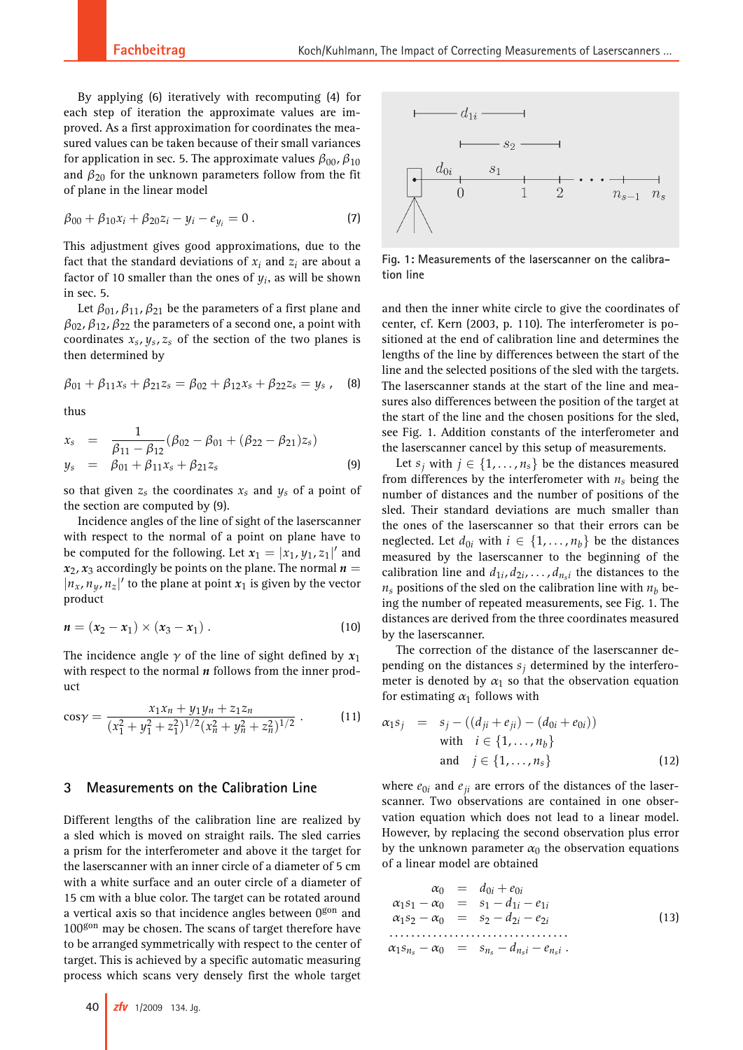By applying (6) iteratively with recomputing (4) for each step of iteration the approximate values are improved. As a first approximation for coordinates the measured values can be taken because of their small variances for application in sec. 5. The approximate values $\beta_{00}, \beta_{10}$ and $\beta_{20}$ for the unknown parameters follow from the fit of plane in the linear model

$$\beta_{00} + \beta_{10} x_i + \beta_{20} z_i - y_i - e_{y_i} = 0 \,. \tag{7}$$

This adjustment gives good approximations, due to the fact that the standard deviations of $x_i$ and $z_i$ are about a factor of 10 smaller than the ones of $y_i$, as will be shown in sec. 5.

Let $\beta_{01}, \beta_{11}, \beta_{21}$ be the parameters of a first plane and $\beta_{02}, \beta_{12}, \beta_{22}$ the parameters of a second one, a point with coordinates $x_s, y_s, z_s$ of the section of the two planes is then determined by

$$\beta_{01} + \beta_{11} x_s + \beta_{21} z_s = \beta_{02} + \beta_{12} x_s + \beta_{22} z_s = y_s \,, \tag{8}$$

thus

$$\begin{aligned} x_s &= \frac{1}{\beta_{11} - \beta_{12}} (\beta_{02} - \beta_{01} + (\beta_{22} - \beta_{21}) z_s) \\ y_s &= \beta_{01} + \beta_{11} x_s + \beta_{21} z_s \end{aligned} \tag{9}$$

so that given $z_s$ the coordinates $x_s$ and $y_s$ of a point of the section are computed by (9).

Incidence angles of the line of sight of the laserscanner with respect to the normal of a point on plane have to be computed for the following. Let $\boldsymbol{x}_1 = |x_1, y_1, z_1|'$ and $\boldsymbol{x}_2, \boldsymbol{x}_3$ accordingly be points on the plane. The normal $\boldsymbol{n} = |n_x, n_y, n_z|'$ to the plane at point $\boldsymbol{x}_1$ is given by the vector product

$$\boldsymbol{n} = (\boldsymbol{x}_2 - \boldsymbol{x}_1) \times (\boldsymbol{x}_3 - \boldsymbol{x}_1) \,. \tag{10}$$

The incidence angle $\gamma$ of the line of sight defined by $\boldsymbol{x}_1$ with respect to the normal $\boldsymbol{n}$ follows from the inner product

$$\cos\gamma = \frac{x_1 x_n + y_1 y_n + z_1 z_n}{(x_1^2 + y_1^2 + z_1^2)^{1/2} (x_n^2 + y_n^2 + z_n^2)^{1/2}} \,. \tag{11}$$

## 3 Measurements on the Calibration Line

Different lengths of the calibration line are realized by a sled which is moved on straight rails. The sled carries a prism for the interferometer and above it the target for the laserscanner with an inner circle of a diameter of 5 cm with a white surface and an outer circle of a diameter of 15 cm with a blue color. The target can be rotated around a vertical axis so that incidence angles between $0^{\text{gon}}$ and $100^{\text{gon}}$ may be chosen. The scans of target therefore have to be arranged symmetrically with respect to the center of target. This is achieved by a specific automatic measuring process which scans very densely first the whole target and then the inner white circle to give the coordinates of center, cf. Kern (2003, p. 110). The interferometer is positioned at the end of calibration line and determines the lengths of the line by differences between the start of the line and the selected positions of the sled with the targets. The laserscanner stands at the start of the line and measures also differences between the position of the target at the start of the line and the chosen positions for the sled, see Fig. 1. Addition constants of the interferometer and the laserscanner cancel by this setup of measurements.

Fig. 1: Measurements of the laserscanner on the calibration line

Let $s_j$ with $j \in \{1, \ldots, n_s\}$ be the distances measured from differences by the interferometer with $n_s$ being the number of distances and the number of positions of the sled. Their standard deviations are much smaller than the ones of the laserscanner so that their errors can be neglected. Let $d_{0i}$ with $i \in \{1, \ldots, n_b\}$ be the distances measured by the laserscanner to the beginning of the calibration line and $d_{1i}, d_{2i}, \ldots, d_{n_s i}$ the distances to the $n_s$ positions of the sled on the calibration line with $n_b$ being the number of repeated measurements, see Fig. 1. The distances are derived from the three coordinates measured by the laserscanner.

The correction of the distance of the laserscanner depending on the distances $s_j$ determined by the interferometer is denoted by $\alpha_1$ so that the observation equation for estimating $\alpha_1$ follows with

$$\begin{aligned} \alpha_1 s_j \;&=\; s_j - ((d_{ji} + e_{ji}) - (d_{0i} + e_{0i})) \\ &\quad\;\text{with} \quad i \in \{1, \ldots, n_b\} \\ &\quad\;\text{and} \quad j \in \{1, \ldots, n_s\} \end{aligned} \tag{12}$$

where $e_{0i}$ and $e_{ji}$ are errors of the distances of the laserscanner. Two observations are contained in one observation equation which does not lead to a linear model. However, by replacing the second observation plus error by the unknown parameter $\alpha_0$ the observation equations of a linear model are obtained

$$\begin{aligned} \alpha_0 &= d_{0i} + e_{0i} \\ \alpha_1 s_1 - \alpha_0 &= s_1 - d_{1i} - e_{1i} \\ \alpha_1 s_2 - \alpha_0 &= s_2 - d_{2i} - e_{2i} \\ &\cdots\cdots\cdots\cdots \\ \alpha_1 s_{n_s} - \alpha_0 &= s_{n_s} - d_{n_s i} - e_{n_s i} \,. \end{aligned} \tag{13}$$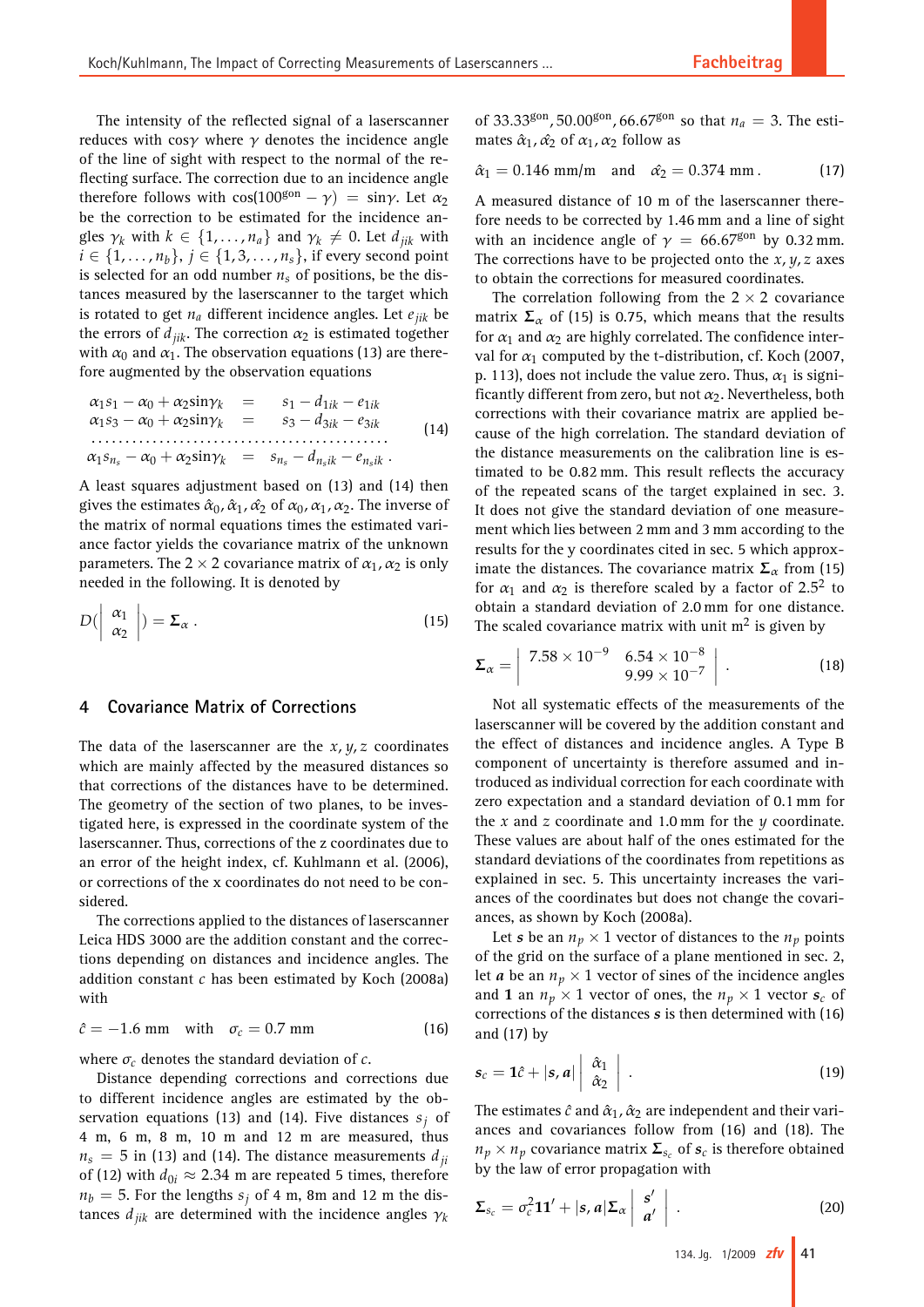The intensity of the reflected signal of a laserscanner reduces with $\cos\gamma$ where $\gamma$ denotes the incidence angle of the line of sight with respect to the normal of the reflecting surface. The correction due to an incidence angle therefore follows with $\cos(100^{\text{gon}} - \gamma) = \sin\gamma$. Let $\alpha_2$ be the correction to be estimated for the incidence angles $\gamma_k$ with $k \in \{1, \ldots, n_a\}$ and $\gamma_k \neq 0$. Let $d_{jik}$ with $i \in \{1, \ldots, n_b\}$, $j \in \{1, 3, \ldots, n_s\}$, if every second point is selected for an odd number $n_s$ of positions, be the distances measured by the laserscanner to the target which is rotated to get $n_a$ different incidence angles. Let $e_{jik}$ be the errors of $d_{jik}$. The correction $\alpha_2$ is estimated together with $\alpha_0$ and $\alpha_1$. The observation equations (13) are therefore augmented by the observation equations

$$
\begin{aligned}
\alpha_1 s_1 - \alpha_0 + \alpha_2 \sin\gamma_k &= s_1 - d_{1ik} - e_{1ik} \\
\alpha_1 s_3 - \alpha_0 + \alpha_2 \sin\gamma_k &= s_3 - d_{3ik} - e_{3ik} \\
\cdots\cdots\cdots\cdots\cdots\cdots & \cdots\cdots\cdots\cdots\cdots\cdots \\
\alpha_1 s_{n_s} - \alpha_0 + \alpha_2 \sin\gamma_k &= s_{n_s} - d_{n_s ik} - e_{n_s ik}\,.
\end{aligned}
\tag{14}
$$

A least squares adjustment based on (13) and (14) then gives the estimates $\hat{\alpha}_0, \hat{\alpha}_1, \hat{\alpha}_2$ of $\alpha_0, \alpha_1, \alpha_2$. The inverse of the matrix of normal equations times the estimated variance factor yields the covariance matrix of the unknown parameters. The $2 \times 2$ covariance matrix of $\alpha_1, \alpha_2$ is only needed in the following. It is denoted by

$$
D\left(\begin{vmatrix} \alpha_1 \\ \alpha_2 \end{vmatrix}\right) = \boldsymbol{\Sigma}_\alpha\,. \tag{15}
$$

## 4 Covariance Matrix of Corrections

The data of the laserscanner are the $x, y, z$ coordinates which are mainly affected by the measured distances so that corrections of the distances have to be determined. The geometry of the section of two planes, to be investigated here, is expressed in the coordinate system of the laserscanner. Thus, corrections of the z coordinates due to an error of the height index, cf. Kuhlmann et al. (2006), or corrections of the x coordinates do not need to be considered.

The corrections applied to the distances of laserscanner Leica HDS 3000 are the addition constant and the corrections depending on distances and incidence angles. The addition constant $c$ has been estimated by Koch (2008a) with

$$
\hat{c} = -1.6\ \text{mm} \quad \text{with} \quad \sigma_c = 0.7\ \text{mm} \tag{16}
$$

where $\sigma_c$ denotes the standard deviation of $c$.

Distance depending corrections and corrections due to different incidence angles are estimated by the observation equations (13) and (14). Five distances $s_j$ of 4 m, 6 m, 8 m, 10 m and 12 m are measured, thus $n_s = 5$ in (13) and (14). The distance measurements $d_{ji}$ of (12) with $d_{0i} \approx 2.34$ m are repeated 5 times, therefore $n_b = 5$. For the lengths $s_j$ of 4 m, 8m and 12 m the distances $d_{jik}$ are determined with the incidence angles $\gamma_k$ of $33.33^{\text{gon}}, 50.00^{\text{gon}}, 66.67^{\text{gon}}$ so that $n_a = 3$. The estimates $\hat{\alpha}_1, \hat{\alpha}_2$ of $\alpha_1, \alpha_2$ follow as

$$
\hat{\alpha}_1 = 0.146\ \text{mm/m} \quad \text{and} \quad \hat{\alpha}_2 = 0.374\ \text{mm}\,. \tag{17}
$$

A measured distance of 10 m of the laserscanner therefore needs to be corrected by 1.46 mm and a line of sight with an incidence angle of $\gamma = 66.67^{\text{gon}}$ by 0.32 mm. The corrections have to be projected onto the $x, y, z$ axes to obtain the corrections for measured coordinates.

The correlation following from the $2 \times 2$ covariance matrix $\boldsymbol{\Sigma}_\alpha$ of (15) is 0.75, which means that the results for $\alpha_1$ and $\alpha_2$ are highly correlated. The confidence interval for $\alpha_1$ computed by the t-distribution, cf. Koch (2007, p. 113), does not include the value zero. Thus, $\alpha_1$ is significantly different from zero, but not $\alpha_2$. Nevertheless, both corrections with their covariance matrix are applied because of the high correlation. The standard deviation of the distance measurements on the calibration line is estimated to be 0.82 mm. This result reflects the accuracy of the repeated scans of the target explained in sec. 3. It does not give the standard deviation of one measurement which lies between 2 mm and 3 mm according to the results for the y coordinates cited in sec. 5 which approximate the distances. The covariance matrix $\boldsymbol{\Sigma}_\alpha$ from (15) for $\alpha_1$ and $\alpha_2$ is therefore scaled by a factor of $2.5^2$ to obtain a standard deviation of 2.0 mm for one distance. The scaled covariance matrix with unit $\text{m}^2$ is given by

$$
\boldsymbol{\Sigma}_\alpha = \begin{vmatrix} 7.58 \times 10^{-9} & 6.54 \times 10^{-8} \\ & 9.99 \times 10^{-7} \end{vmatrix}\,. \tag{18}
$$

Not all systematic effects of the measurements of the laserscanner will be covered by the addition constant and the effect of distances and incidence angles. A Type B component of uncertainty is therefore assumed and introduced as individual correction for each coordinate with zero expectation and a standard deviation of 0.1 mm for the $x$ and $z$ coordinate and 1.0 mm for the $y$ coordinate. These values are about half of the ones estimated for the standard deviations of the coordinates from repetitions as explained in sec. 5. This uncertainty increases the variances of the coordinates but does not change the covariances, as shown by Koch (2008a).

Let $\boldsymbol{s}$ be an $n_p \times 1$ vector of distances to the $n_p$ points of the grid on the surface of a plane mentioned in sec. 2, let $\boldsymbol{a}$ be an $n_p \times 1$ vector of sines of the incidence angles and $\boldsymbol{1}$ an $n_p \times 1$ vector of ones, the $n_p \times 1$ vector $\boldsymbol{s}_c$ of corrections of the distances $\boldsymbol{s}$ is then determined with (16) and (17) by

$$
\boldsymbol{s}_c = \boldsymbol{1}\hat{c} + |\boldsymbol{s}, \boldsymbol{a}| \begin{vmatrix} \hat{\alpha}_1 \\ \hat{\alpha}_2 \end{vmatrix}\,. \tag{19}
$$

The estimates $\hat{c}$ and $\hat{\alpha}_1, \hat{\alpha}_2$ are independent and their variances and covariances follow from (16) and (18). The $n_p \times n_p$ covariance matrix $\boldsymbol{\Sigma}_{s_c}$ of $\boldsymbol{s}_c$ is therefore obtained by the law of error propagation with

$$
\boldsymbol{\Sigma}_{s_c} = \sigma_c^2 \boldsymbol{1}\boldsymbol{1}' + |\boldsymbol{s}, \boldsymbol{a}| \boldsymbol{\Sigma}_\alpha \begin{vmatrix} \boldsymbol{s}' \\ \boldsymbol{a}' \end{vmatrix}\,. \tag{20}
$$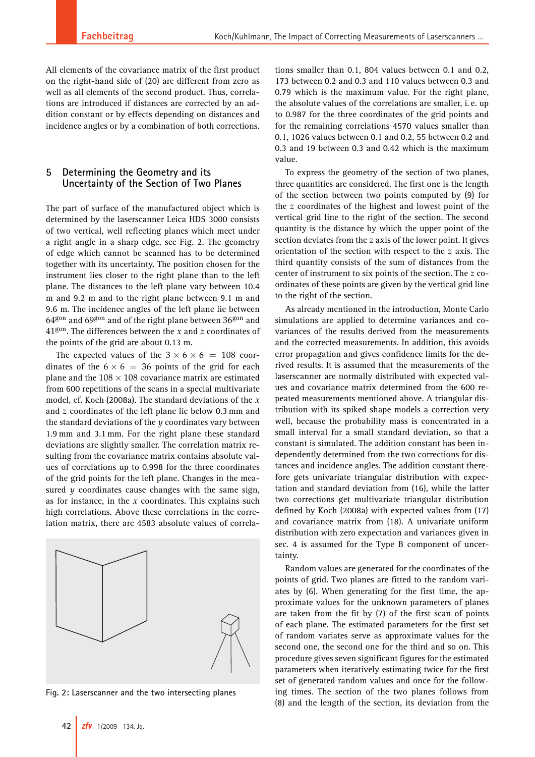All elements of the covariance matrix of the first product on the right-hand side of (20) are different from zero as well as all elements of the second product. Thus, correlations are introduced if distances are corrected by an addition constant or by effects depending on distances and incidence angles or by a combination of both corrections.

## 5 Determining the Geometry and its Uncertainty of the Section of Two Planes

The part of surface of the manufactured object which is determined by the laserscanner Leica HDS 3000 consists of two vertical, well reflecting planes which meet under a right angle in a sharp edge, see Fig. 2. The geometry of edge which cannot be scanned has to be determined together with its uncertainty. The position chosen for the instrument lies closer to the right plane than to the left plane. The distances to the left plane vary between 10.4 m and 9.2 m and to the right plane between 9.1 m and 9.6 m. The incidence angles of the left plane lie between $64^{gon}$ and $69^{gon}$ and of the right plane between $36^{gon}$ and $41^{gon}$. The differences between the $x$ and $z$ coordinates of the points of the grid are about 0.13 m.

The expected values of the $3 \times 6 \times 6 = 108$ coordinates of the $6 \times 6 = 36$ points of the grid for each plane and the $108 \times 108$ covariance matrix are estimated from 600 repetitions of the scans in a special multivariate model, cf. Koch (2008a). The standard deviations of the $x$ and $z$ coordinates of the left plane lie below 0.3 mm and the standard deviations of the $y$ coordinates vary between 1.9 mm and 3.1 mm. For the right plane these standard deviations are slightly smaller. The correlation matrix resulting from the covariance matrix contains absolute values of correlations up to 0.998 for the three coordinates of the grid points for the left plane. Changes in the measured $y$ coordinates cause changes with the same sign, as for instance, in the $x$ coordinates. This explains such high correlations. Above these correlations in the correlation matrix, there are 4583 absolute values of correlations smaller than 0.1, 804 values between 0.1 and 0.2, 173 between 0.2 and 0.3 and 110 values between 0.3 and 0.79 which is the maximum value. For the right plane, the absolute values of the correlations are smaller, i.e. up to 0.987 for the three coordinates of the grid points and for the remaining correlations 4570 values smaller than 0.1, 1026 values between 0.1 and 0.2, 55 between 0.2 and 0.3 and 19 between 0.3 and 0.42 which is the maximum value.

Fig. 2: Laserscanner and the two intersecting planes

To express the geometry of the section of two planes, three quantities are considered. The first one is the length of the section between two points computed by (9) for the $z$ coordinates of the highest and lowest point of the vertical grid line to the right of the section. The second quantity is the distance by which the upper point of the section deviates from the $z$ axis of the lower point. It gives orientation of the section with respect to the $z$ axis. The third quantity consists of the sum of distances from the center of instrument to six points of the section. The $z$ coordinates of these points are given by the vertical grid line to the right of the section.

As already mentioned in the introduction, Monte Carlo simulations are applied to determine variances and covariances of the results derived from the measurements and the corrected measurements. In addition, this avoids error propagation and gives confidence limits for the derived results. It is assumed that the measurements of the laserscanner are normally distributed with expected values and covariance matrix determined from the 600 repeated measurements mentioned above. A triangular distribution with its spiked shape models a correction very well, because the probability mass is concentrated in a small interval for a small standard deviation, so that a constant is simulated. The addition constant has been independently determined from the two corrections for distances and incidence angles. The addition constant therefore gets univariate triangular distribution with expectation and standard deviation from (16), while the latter two corrections get multivariate triangular distribution defined by Koch (2008a) with expected values from (17) and covariance matrix from (18). A univariate uniform distribution with zero expectation and variances given in sec. 4 is assumed for the Type B component of uncertainty.

Random values are generated for the coordinates of the points of grid. Two planes are fitted to the random variates by (6). When generating for the first time, the approximate values for the unknown parameters of planes are taken from the fit by (7) of the first scan of points of each plane. The estimated parameters for the first set of random variates serve as approximate values for the second one, the second one for the third and so on. This procedure gives seven significant figures for the estimated parameters when iteratively estimating twice for the first set of generated random values and once for the following times. The section of the two planes follows from (8) and the length of the section, its deviation from the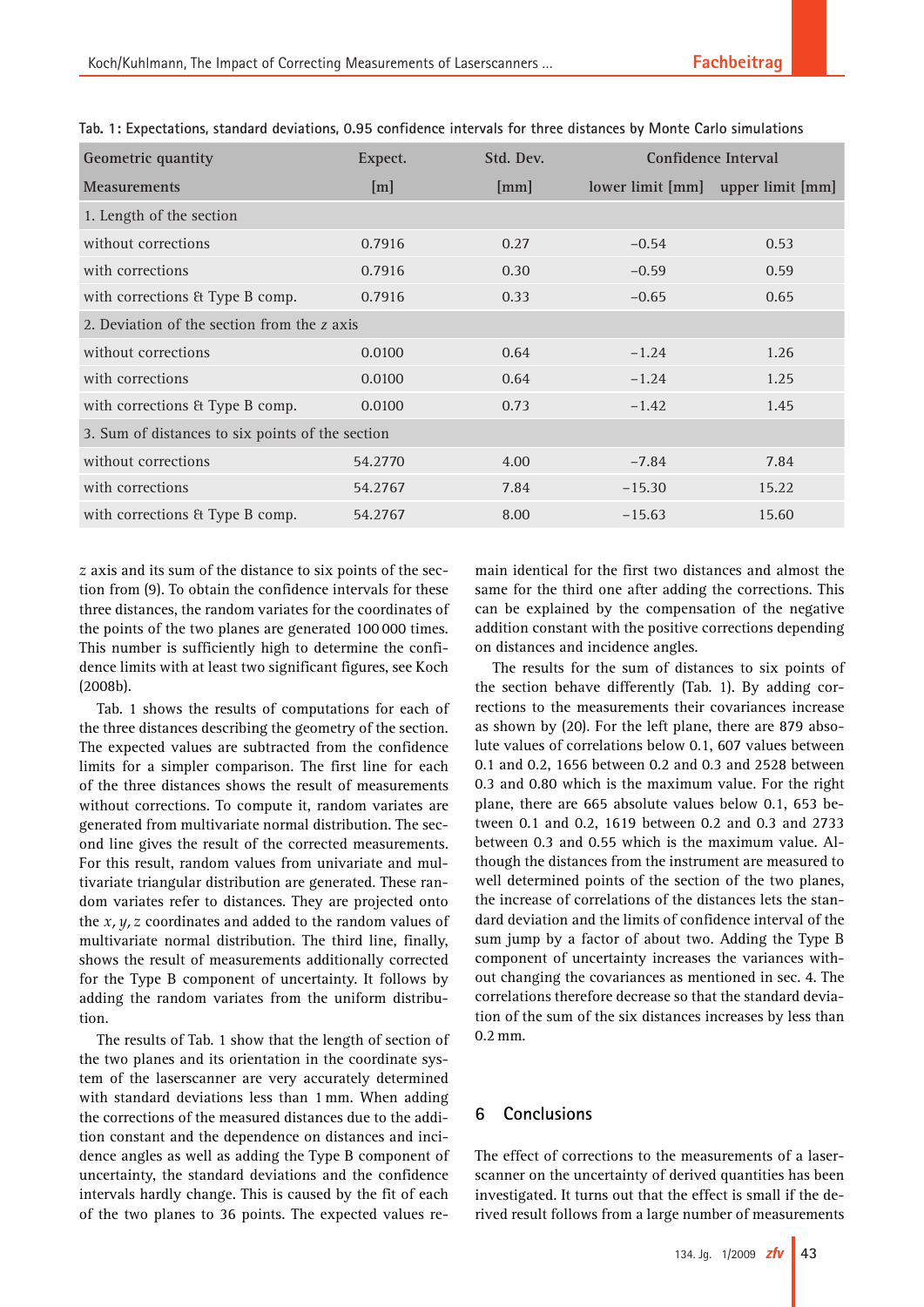Tab. 1: Expectations, standard deviations, 0.95 confidence intervals for three distances by Monte Carlo simulations

| Geometric quantity | Expect. | Std. Dev. | Confidence Interval | |
|---|---|---|---|---|
| Measurements | [m] | [mm] | lower limit [mm] | upper limit [mm] |
| 1. Length of the section | | | | |
| without corrections | 0.7916 | 0.27 | −0.54 | 0.53 |
| with corrections | 0.7916 | 0.30 | −0.59 | 0.59 |
| with corrections & Type B comp. | 0.7916 | 0.33 | −0.65 | 0.65 |
| 2. Deviation of the section from the $z$ axis | | | | |
| without corrections | 0.0100 | 0.64 | −1.24 | 1.26 |
| with corrections | 0.0100 | 0.64 | −1.24 | 1.25 |
| with corrections & Type B comp. | 0.0100 | 0.73 | −1.42 | 1.45 |
| 3. Sum of distances to six points of the section | | | | |
| without corrections | 54.2770 | 4.00 | −7.84 | 7.84 |
| with corrections | 54.2767 | 7.84 | −15.30 | 15.22 |
| with corrections & Type B comp. | 54.2767 | 8.00 | −15.63 | 15.60 |

$z$ axis and its sum of the distance to six points of the section from (9). To obtain the confidence intervals for these three distances, the random variates for the coordinates of the points of the two planes are generated 100 000 times. This number is sufficiently high to determine the confidence limits with at least two significant figures, see Koch (2008b).

Tab. 1 shows the results of computations for each of the three distances describing the geometry of the section. The expected values are subtracted from the confidence limits for a simpler comparison. The first line for each of the three distances shows the result of measurements without corrections. To compute it, random variates are generated from multivariate normal distribution. The second line gives the result of the corrected measurements. For this result, random values from univariate and multivariate triangular distribution are generated. These random variates refer to distances. They are projected onto the $x, y, z$ coordinates and added to the random values of multivariate normal distribution. The third line, finally, shows the result of measurements additionally corrected for the Type B component of uncertainty. It follows by adding the random variates from the uniform distribution.

The results of Tab. 1 show that the length of section of the two planes and its orientation in the coordinate system of the laserscanner are very accurately determined with standard deviations less than 1 mm. When adding the corrections of the measured distances due to the addition constant and the dependence on distances and incidence angles as well as adding the Type B component of uncertainty, the standard deviations and the confidence intervals hardly change. This is caused by the fit of each of the two planes to 36 points. The expected values remain identical for the first two distances and almost the same for the third one after adding the corrections. This can be explained by the compensation of the negative addition constant with the positive corrections depending on distances and incidence angles.

The results for the sum of distances to six points of the section behave differently (Tab. 1). By adding corrections to the measurements their covariances increase as shown by (20). For the left plane, there are 879 absolute values of correlations below 0.1, 607 values between 0.1 and 0.2, 1656 between 0.2 and 0.3 and 2528 between 0.3 and 0.80 which is the maximum value. For the right plane, there are 665 absolute values below 0.1, 653 between 0.1 and 0.2, 1619 between 0.2 and 0.3 and 2733 between 0.3 and 0.55 which is the maximum value. Although the distances from the instrument are measured to well determined points of the section of the two planes, the increase of correlations of the distances lets the standard deviation and the limits of confidence interval of the sum jump by a factor of about two. Adding the Type B component of uncertainty increases the variances without changing the covariances as mentioned in sec. 4. The correlations therefore decrease so that the standard deviation of the sum of the six distances increases by less than 0.2 mm.

## 6 Conclusions

The effect of corrections to the measurements of a laserscanner on the uncertainty of derived quantities has been investigated. It turns out that the effect is small if the derived result follows from a large number of measurements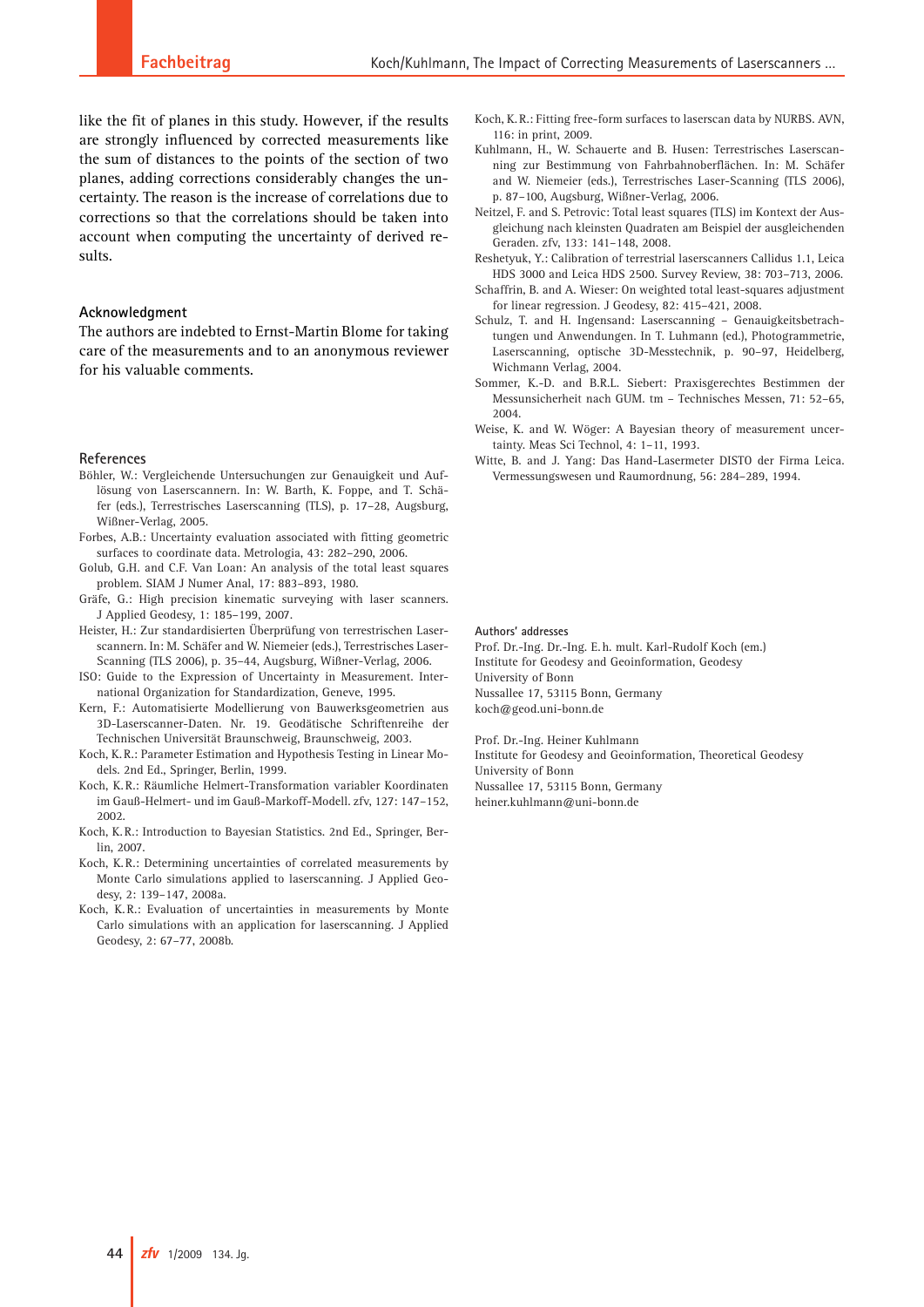like the fit of planes in this study. However, if the results are strongly influenced by corrected measurements like the sum of distances to the points of the section of two planes, adding corrections considerably changes the uncertainty. The reason is the increase of correlations due to corrections so that the correlations should be taken into account when computing the uncertainty of derived results.

## Acknowledgment

The authors are indebted to Ernst-Martin Blome for taking care of the measurements and to an anonymous reviewer for his valuable comments.

## References

Böhler, W.: Vergleichende Untersuchungen zur Genauigkeit und Auflösung von Laserscannern. In: W. Barth, K. Foppe, and T. Schäfer (eds.), Terrestrisches Laserscanning (TLS), p. 17–28, Augsburg, Wißner-Verlag, 2005.

Forbes, A.B.: Uncertainty evaluation associated with fitting geometric surfaces to coordinate data. Metrologia, 43: 282–290, 2006.

Golub, G.H. and C.F. Van Loan: An analysis of the total least squares problem. SIAM J Numer Anal, 17: 883–893, 1980.

Gräfe, G.: High precision kinematic surveying with laser scanners. J Applied Geodesy, 1: 185–199, 2007.

Heister, H.: Zur standardisierten Überprüfung von terrestrischen Laserscannern. In: M. Schäfer and W. Niemeier (eds.), Terrestrisches Laser-Scanning (TLS 2006), p. 35–44, Augsburg, Wißner-Verlag, 2006.

ISO: Guide to the Expression of Uncertainty in Measurement. International Organization for Standardization, Geneve, 1995.

Kern, F.: Automatisierte Modellierung von Bauwerksgeometrien aus 3D-Laserscanner-Daten. Nr. 19. Geodätische Schriftenreihe der Technischen Universität Braunschweig, Braunschweig, 2003.

Koch, K.R.: Parameter Estimation and Hypothesis Testing in Linear Models. 2nd Ed., Springer, Berlin, 1999.

Koch, K.R.: Räumliche Helmert-Transformation variabler Koordinaten im Gauß-Helmert- und im Gauß-Markoff-Modell. zfv, 127: 147–152, 2002.

Koch, K.R.: Introduction to Bayesian Statistics. 2nd Ed., Springer, Berlin, 2007.

Koch, K.R.: Determining uncertainties of correlated measurements by Monte Carlo simulations applied to laserscanning. J Applied Geodesy, 2: 139–147, 2008a.

Koch, K.R.: Evaluation of uncertainties in measurements by Monte Carlo simulations with an application for laserscanning. J Applied Geodesy, 2: 67–77, 2008b.

Koch, K.R.: Fitting free-form surfaces to laserscan data by NURBS. AVN, 116: in print, 2009.

Kuhlmann, H., W. Schauerte and B. Husen: Terrestrisches Laserscanning zur Bestimmung von Fahrbahnoberflächen. In: M. Schäfer and W. Niemeier (eds.), Terrestrisches Laser-Scanning (TLS 2006), p. 87–100, Augsburg, Wißner-Verlag, 2006.

Neitzel, F. and S. Petrovic: Total least squares (TLS) im Kontext der Ausgleichung nach kleinsten Quadraten am Beispiel der ausgleichenden Geraden. zfv, 133: 141–148, 2008.

Reshetyuk, Y.: Calibration of terrestrial laserscanners Callidus 1.1, Leica HDS 3000 and Leica HDS 2500. Survey Review, 38: 703–713, 2006.

Schaffrin, B. and A. Wieser: On weighted total least-squares adjustment for linear regression. J Geodesy, 82: 415–421, 2008.

Schulz, T. and H. Ingensand: Laserscanning – Genauigkeitsbetrachtungen und Anwendungen. In T. Luhmann (ed.), Photogrammetrie, Laserscanning, optische 3D-Messtechnik, p. 90–97, Heidelberg, Wichmann Verlag, 2004.

Sommer, K.-D. and B.R.L. Siebert: Praxisgerechtes Bestimmen der Messunsicherheit nach GUM. tm – Technisches Messen, 71: 52–65, 2004.

Weise, K. and W. Wöger: A Bayesian theory of measurement uncertainty. Meas Sci Technol, 4: 1–11, 1993.

Witte, B. and J. Yang: Das Hand-Lasermeter DISTO der Firma Leica. Vermessungswesen und Raumordnung, 56: 284–289, 1994.

## Authors' addresses

Prof. Dr.-Ing. Dr.-Ing. E. h. mult. Karl-Rudolf Koch (em.)
Institute for Geodesy and Geoinformation, Geodesy
University of Bonn
Nussallee 17, 53115 Bonn, Germany
koch@geod.uni-bonn.de

Prof. Dr.-Ing. Heiner Kuhlmann
Institute for Geodesy and Geoinformation, Theoretical Geodesy
University of Bonn
Nussallee 17, 53115 Bonn, Germany
heiner.kuhlmann@uni-bonn.de